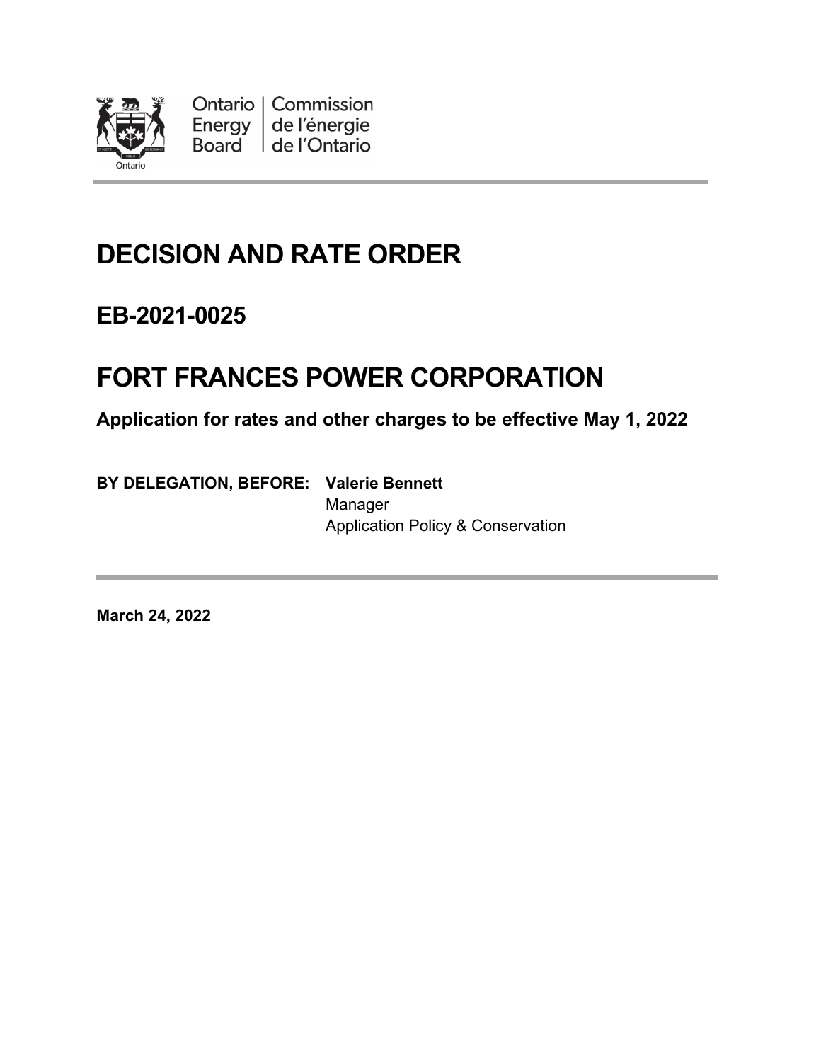Ontario Energy Board | Commission de l'énergie de l'Ontario

# DECISION AND RATE ORDER

## EB-2021-0025

# FORT FRANCES POWER CORPORATION

**Application for rates and other charges to be effective May 1, 2022**

**BY DELEGATION, BEFORE:** **Valerie Bennett**
Manager
Application Policy & Conservation

**March 24, 2022**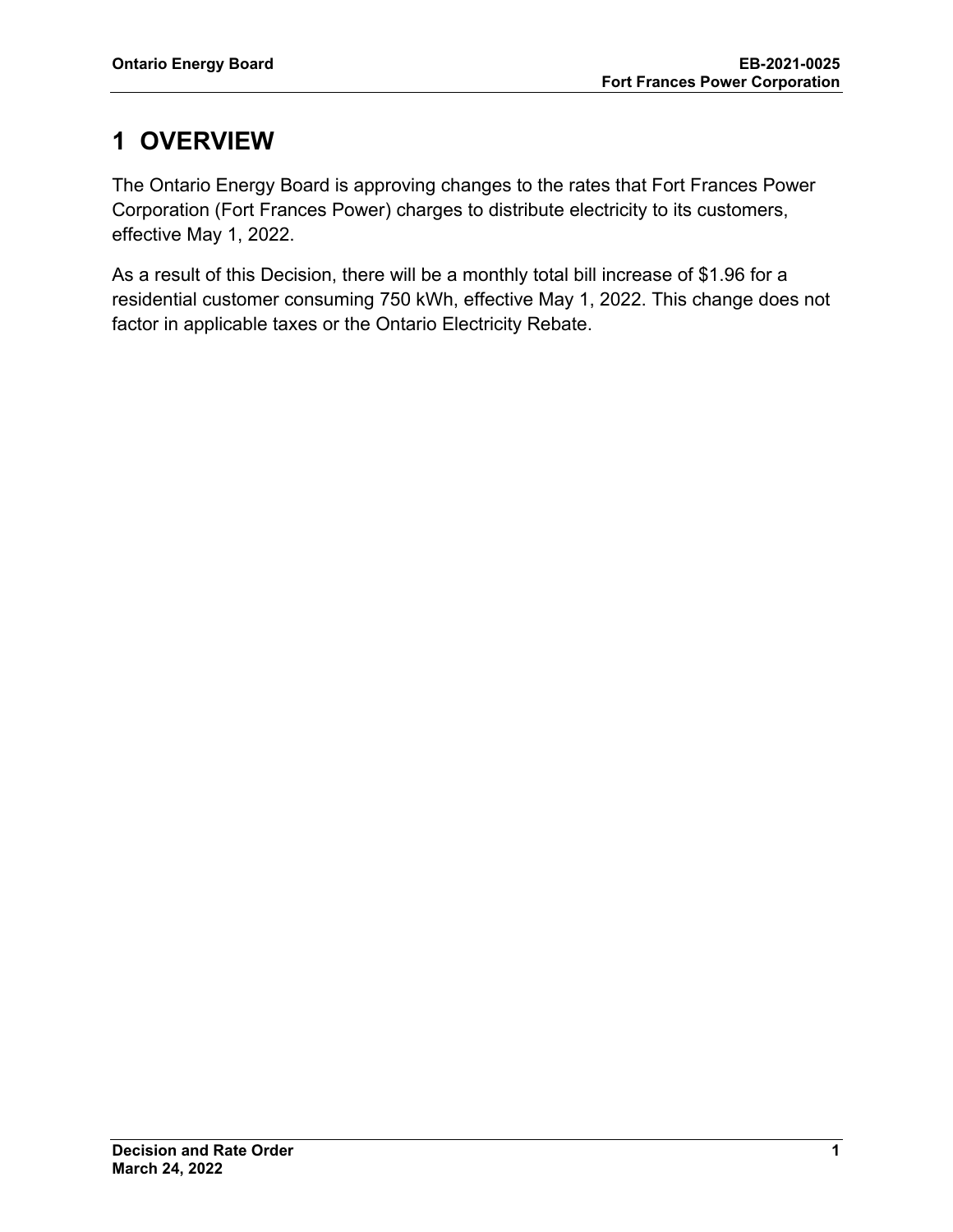# 1 OVERVIEW

The Ontario Energy Board is approving changes to the rates that Fort Frances Power Corporation (Fort Frances Power) charges to distribute electricity to its customers, effective May 1, 2022.

As a result of this Decision, there will be a monthly total bill increase of $1.96 for a residential customer consuming 750 kWh, effective May 1, 2022. This change does not factor in applicable taxes or the Ontario Electricity Rebate.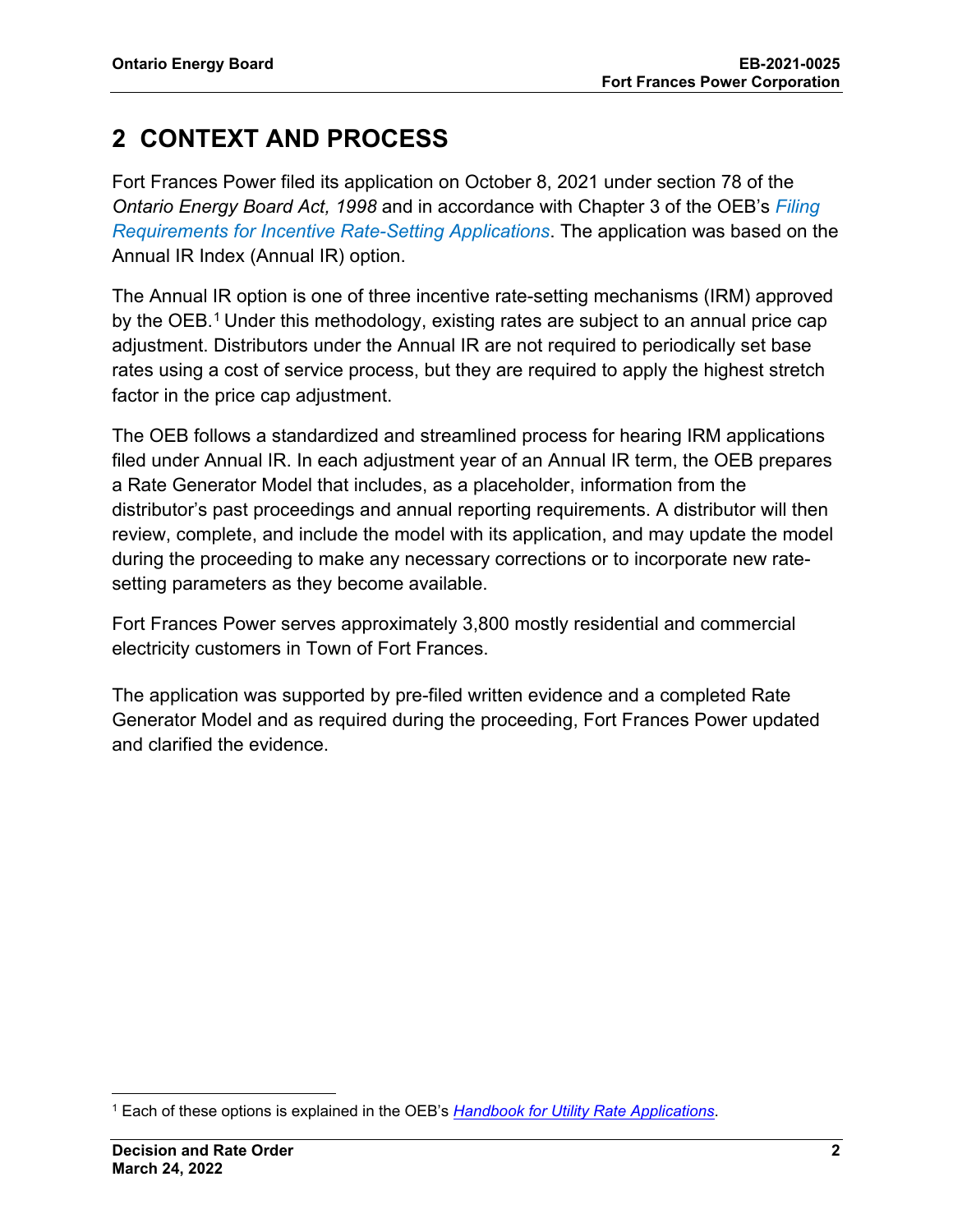# 2 CONTEXT AND PROCESS

Fort Frances Power filed its application on October 8, 2021 under section 78 of the *Ontario Energy Board Act, 1998* and in accordance with Chapter 3 of the OEB's *Filing Requirements for Incentive Rate-Setting Applications*. The application was based on the Annual IR Index (Annual IR) option.

The Annual IR option is one of three incentive rate-setting mechanisms (IRM) approved by the OEB.[1] Under this methodology, existing rates are subject to an annual price cap adjustment. Distributors under the Annual IR are not required to periodically set base rates using a cost of service process, but they are required to apply the highest stretch factor in the price cap adjustment.

The OEB follows a standardized and streamlined process for hearing IRM applications filed under Annual IR. In each adjustment year of an Annual IR term, the OEB prepares a Rate Generator Model that includes, as a placeholder, information from the distributor's past proceedings and annual reporting requirements. A distributor will then review, complete, and include the model with its application, and may update the model during the proceeding to make any necessary corrections or to incorporate new rate-setting parameters as they become available.

Fort Frances Power serves approximately 3,800 mostly residential and commercial electricity customers in Town of Fort Frances.

The application was supported by pre-filed written evidence and a completed Rate Generator Model and as required during the proceeding, Fort Frances Power updated and clarified the evidence.

---

[1] Each of these options is explained in the OEB's *Handbook for Utility Rate Applications*.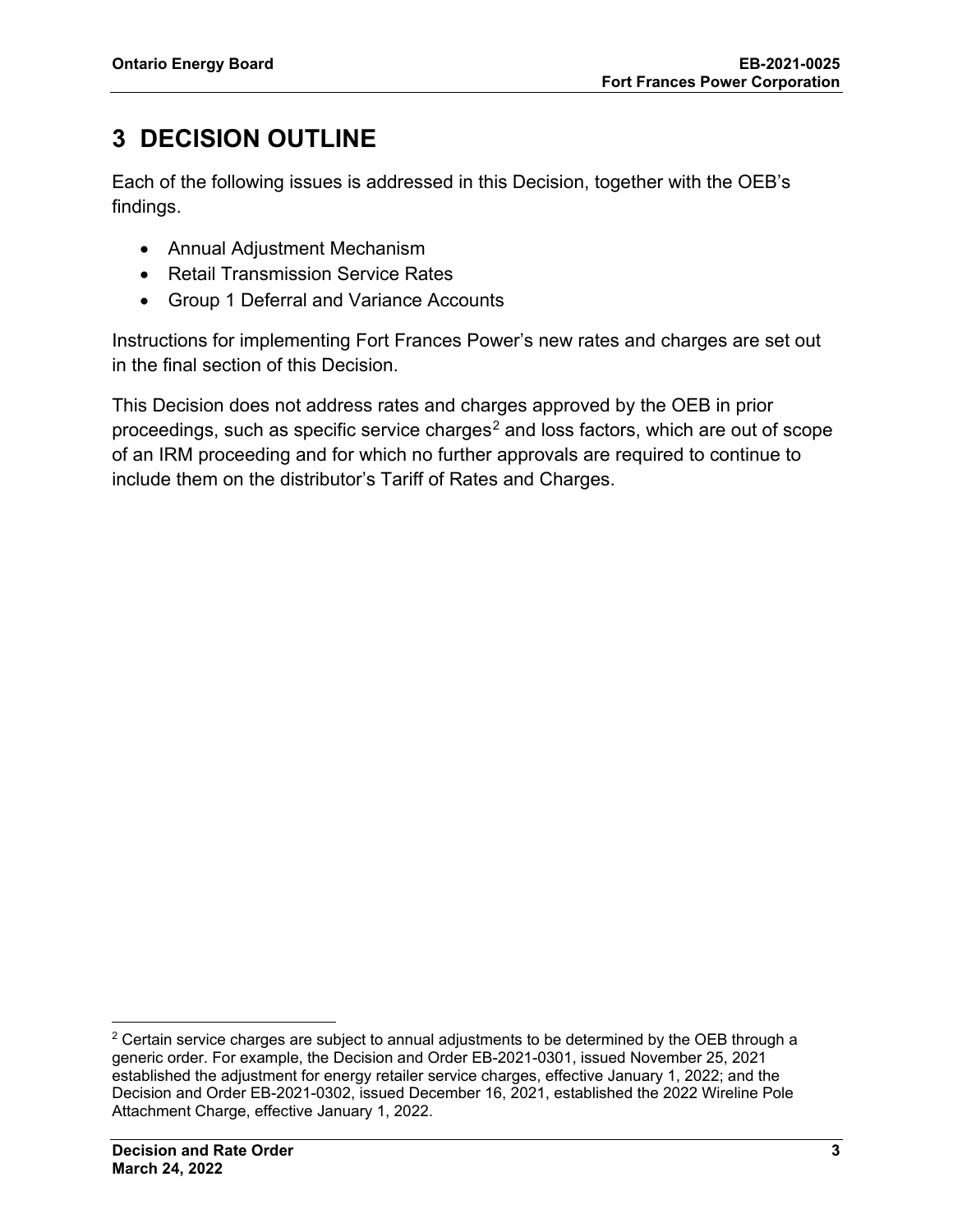# 3 DECISION OUTLINE

Each of the following issues is addressed in this Decision, together with the OEB's findings.

- Annual Adjustment Mechanism
- Retail Transmission Service Rates
- Group 1 Deferral and Variance Accounts

Instructions for implementing Fort Frances Power's new rates and charges are set out in the final section of this Decision.

This Decision does not address rates and charges approved by the OEB in prior proceedings, such as specific service charges[2] and loss factors, which are out of scope of an IRM proceeding and for which no further approvals are required to continue to include them on the distributor's Tariff of Rates and Charges.

---

[2] Certain service charges are subject to annual adjustments to be determined by the OEB through a generic order. For example, the Decision and Order EB-2021-0301, issued November 25, 2021 established the adjustment for energy retailer service charges, effective January 1, 2022; and the Decision and Order EB-2021-0302, issued December 16, 2021, established the 2022 Wireline Pole Attachment Charge, effective January 1, 2022.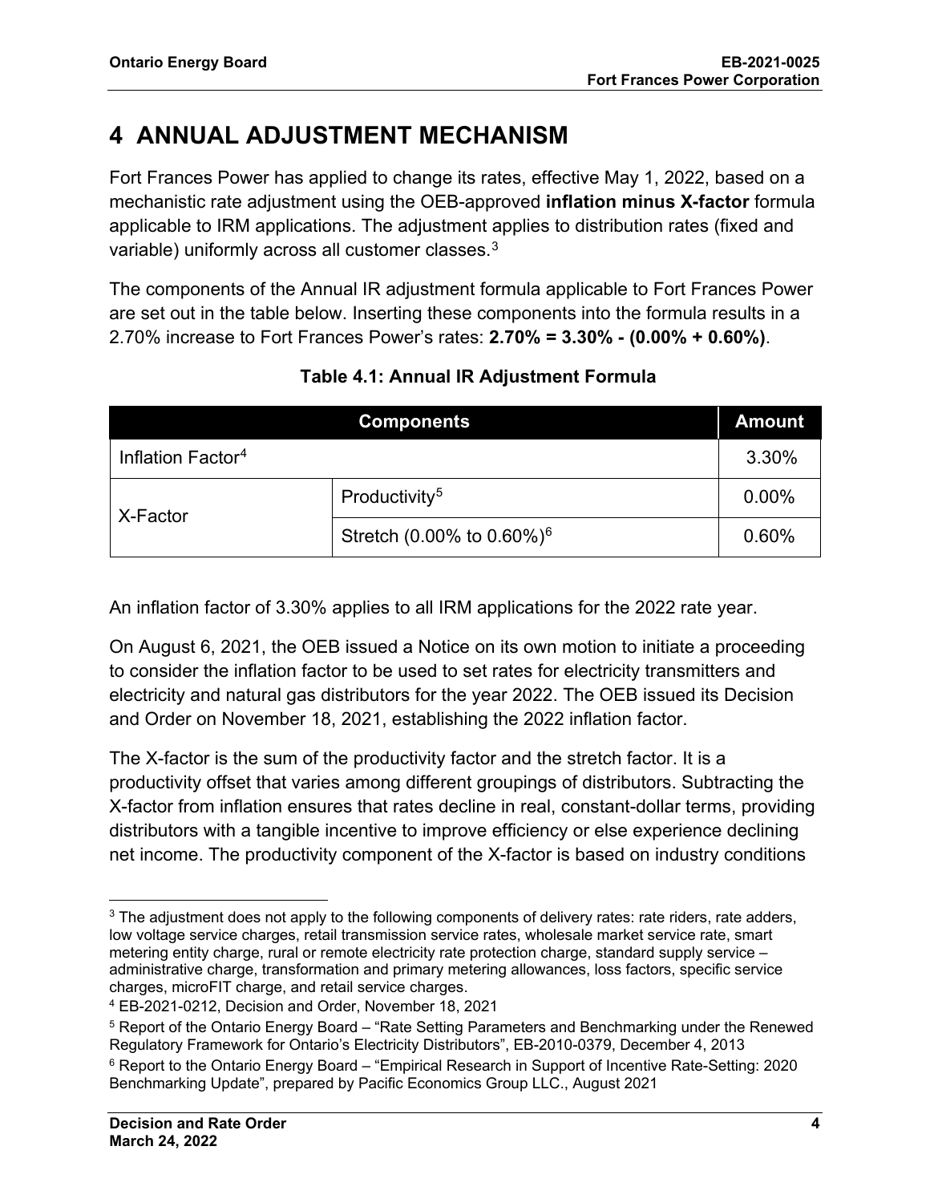# 4 ANNUAL ADJUSTMENT MECHANISM

Fort Frances Power has applied to change its rates, effective May 1, 2022, based on a mechanistic rate adjustment using the OEB-approved **inflation minus X-factor** formula applicable to IRM applications. The adjustment applies to distribution rates (fixed and variable) uniformly across all customer classes.[3]

The components of the Annual IR adjustment formula applicable to Fort Frances Power are set out in the table below. Inserting these components into the formula results in a 2.70% increase to Fort Frances Power's rates: **2.70% = 3.30% - (0.00% + 0.60%)**.

**Table 4.1: Annual IR Adjustment Formula**

| Components | | Amount |
|---|---|---|
| Inflation Factor[4] | | 3.30% |
| X-Factor | Productivity[5] | 0.00% |
| | Stretch (0.00% to 0.60%)[6] | 0.60% |

An inflation factor of 3.30% applies to all IRM applications for the 2022 rate year.

On August 6, 2021, the OEB issued a Notice on its own motion to initiate a proceeding to consider the inflation factor to be used to set rates for electricity transmitters and electricity and natural gas distributors for the year 2022. The OEB issued its Decision and Order on November 18, 2021, establishing the 2022 inflation factor.

The X-factor is the sum of the productivity factor and the stretch factor. It is a productivity offset that varies among different groupings of distributors. Subtracting the X-factor from inflation ensures that rates decline in real, constant-dollar terms, providing distributors with a tangible incentive to improve efficiency or else experience declining net income. The productivity component of the X-factor is based on industry conditions

[3] The adjustment does not apply to the following components of delivery rates: rate riders, rate adders, low voltage service charges, retail transmission service rates, wholesale market service rate, smart metering entity charge, rural or remote electricity rate protection charge, standard supply service – administrative charge, transformation and primary metering allowances, loss factors, specific service charges, microFIT charge, and retail service charges.

[4] EB-2021-0212, Decision and Order, November 18, 2021

[5] Report of the Ontario Energy Board – "Rate Setting Parameters and Benchmarking under the Renewed Regulatory Framework for Ontario's Electricity Distributors", EB-2010-0379, December 4, 2013

[6] Report to the Ontario Energy Board – "Empirical Research in Support of Incentive Rate-Setting: 2020 Benchmarking Update", prepared by Pacific Economics Group LLC., August 2021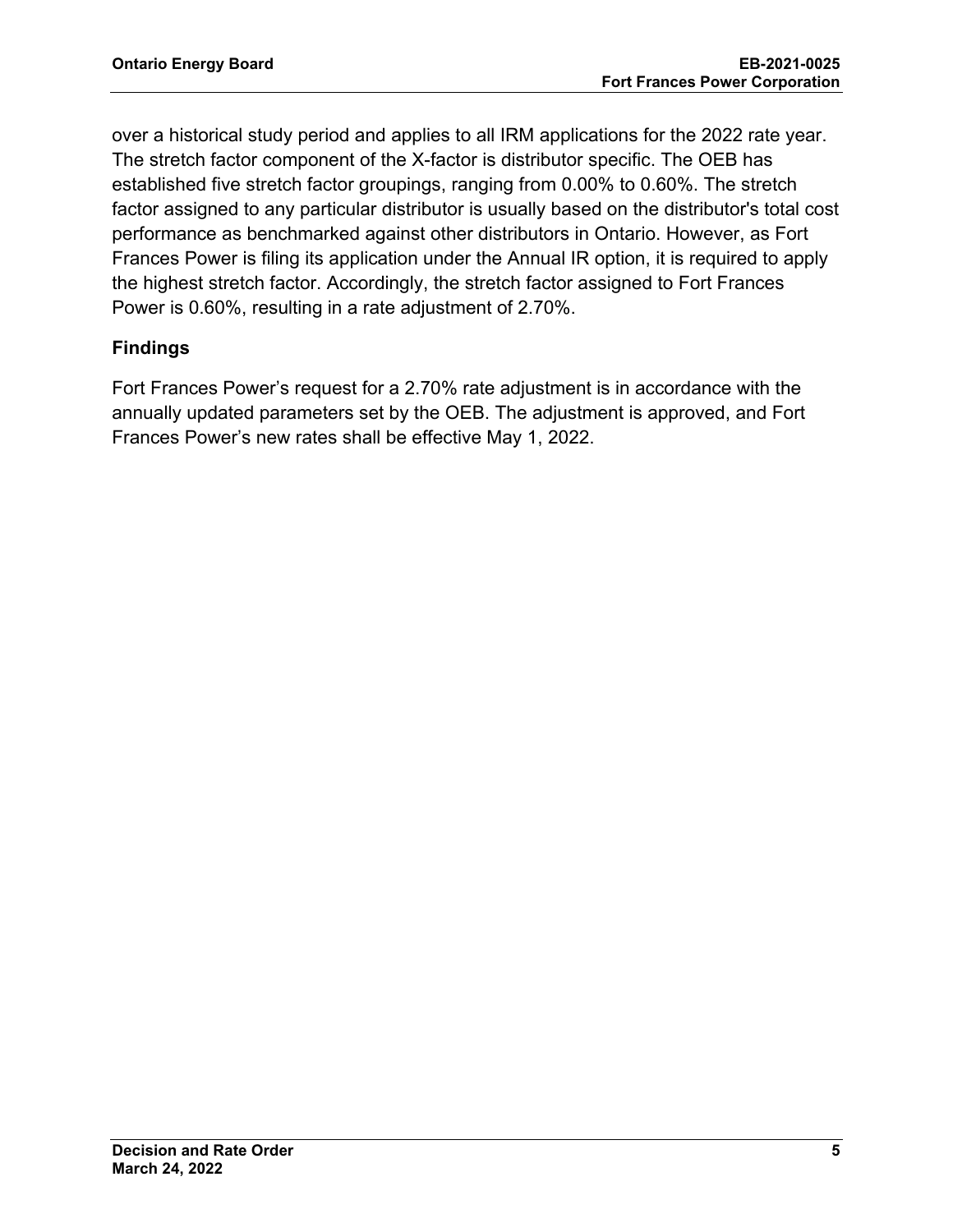over a historical study period and applies to all IRM applications for the 2022 rate year. The stretch factor component of the X-factor is distributor specific. The OEB has established five stretch factor groupings, ranging from 0.00% to 0.60%. The stretch factor assigned to any particular distributor is usually based on the distributor's total cost performance as benchmarked against other distributors in Ontario. However, as Fort Frances Power is filing its application under the Annual IR option, it is required to apply the highest stretch factor. Accordingly, the stretch factor assigned to Fort Frances Power is 0.60%, resulting in a rate adjustment of 2.70%.

### Findings

Fort Frances Power's request for a 2.70% rate adjustment is in accordance with the annually updated parameters set by the OEB. The adjustment is approved, and Fort Frances Power's new rates shall be effective May 1, 2022.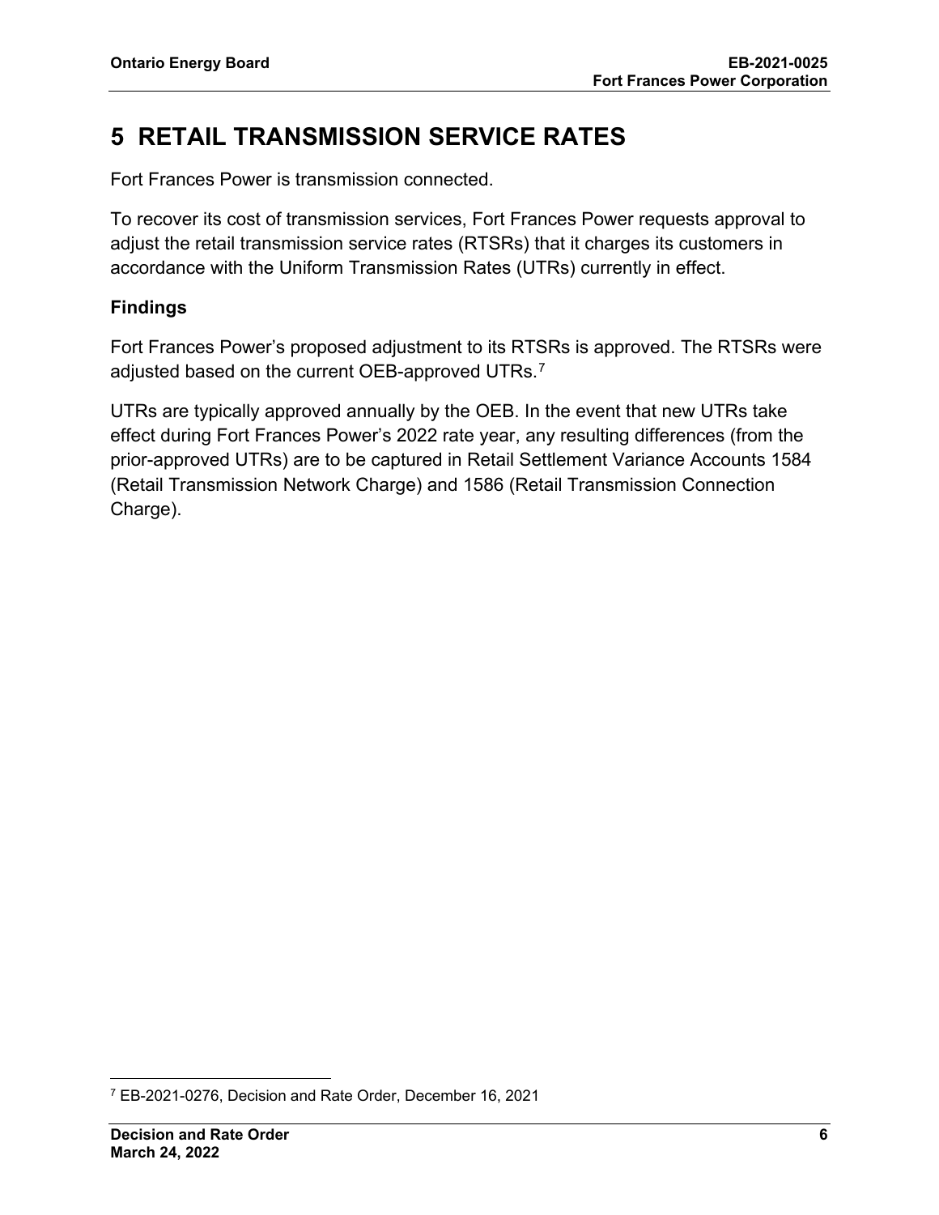# 5 RETAIL TRANSMISSION SERVICE RATES

Fort Frances Power is transmission connected.

To recover its cost of transmission services, Fort Frances Power requests approval to adjust the retail transmission service rates (RTSRs) that it charges its customers in accordance with the Uniform Transmission Rates (UTRs) currently in effect.

### Findings

Fort Frances Power's proposed adjustment to its RTSRs is approved. The RTSRs were adjusted based on the current OEB-approved UTRs.[7]

UTRs are typically approved annually by the OEB. In the event that new UTRs take effect during Fort Frances Power's 2022 rate year, any resulting differences (from the prior-approved UTRs) are to be captured in Retail Settlement Variance Accounts 1584 (Retail Transmission Network Charge) and 1586 (Retail Transmission Connection Charge).

[7] EB-2021-0276, Decision and Rate Order, December 16, 2021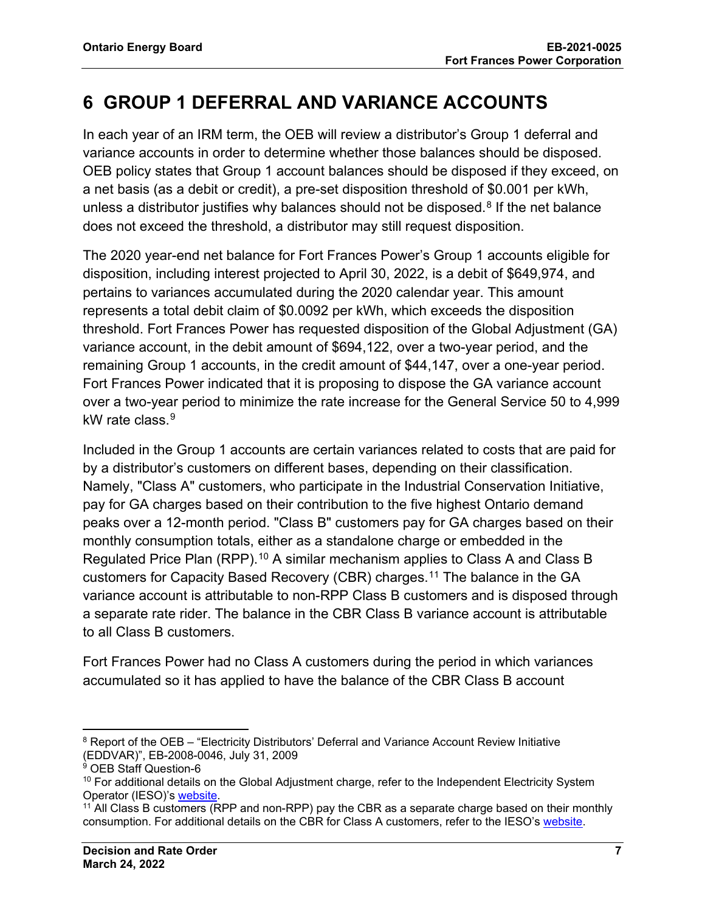# 6 GROUP 1 DEFERRAL AND VARIANCE ACCOUNTS

In each year of an IRM term, the OEB will review a distributor's Group 1 deferral and variance accounts in order to determine whether those balances should be disposed. OEB policy states that Group 1 account balances should be disposed if they exceed, on a net basis (as a debit or credit), a pre-set disposition threshold of $0.001 per kWh, unless a distributor justifies why balances should not be disposed.[8] If the net balance does not exceed the threshold, a distributor may still request disposition.

The 2020 year-end net balance for Fort Frances Power's Group 1 accounts eligible for disposition, including interest projected to April 30, 2022, is a debit of $649,974, and pertains to variances accumulated during the 2020 calendar year. This amount represents a total debit claim of $0.0092 per kWh, which exceeds the disposition threshold. Fort Frances Power has requested disposition of the Global Adjustment (GA) variance account, in the debit amount of $694,122, over a two-year period, and the remaining Group 1 accounts, in the credit amount of $44,147, over a one-year period. Fort Frances Power indicated that it is proposing to dispose the GA variance account over a two-year period to minimize the rate increase for the General Service 50 to 4,999 kW rate class.[9]

Included in the Group 1 accounts are certain variances related to costs that are paid for by a distributor's customers on different bases, depending on their classification. Namely, "Class A" customers, who participate in the Industrial Conservation Initiative, pay for GA charges based on their contribution to the five highest Ontario demand peaks over a 12-month period. "Class B" customers pay for GA charges based on their monthly consumption totals, either as a standalone charge or embedded in the Regulated Price Plan (RPP).[10] A similar mechanism applies to Class A and Class B customers for Capacity Based Recovery (CBR) charges.[11] The balance in the GA variance account is attributable to non-RPP Class B customers and is disposed through a separate rate rider. The balance in the CBR Class B variance account is attributable to all Class B customers.

Fort Frances Power had no Class A customers during the period in which variances accumulated so it has applied to have the balance of the CBR Class B account

---

[8] Report of the OEB – "Electricity Distributors' Deferral and Variance Account Review Initiative (EDDVAR)", EB-2008-0046, July 31, 2009

[9] OEB Staff Question-6

[10] For additional details on the Global Adjustment charge, refer to the Independent Electricity System Operator (IESO)'s website.

[11] All Class B customers (RPP and non-RPP) pay the CBR as a separate charge based on their monthly consumption. For additional details on the CBR for Class A customers, refer to the IESO's website.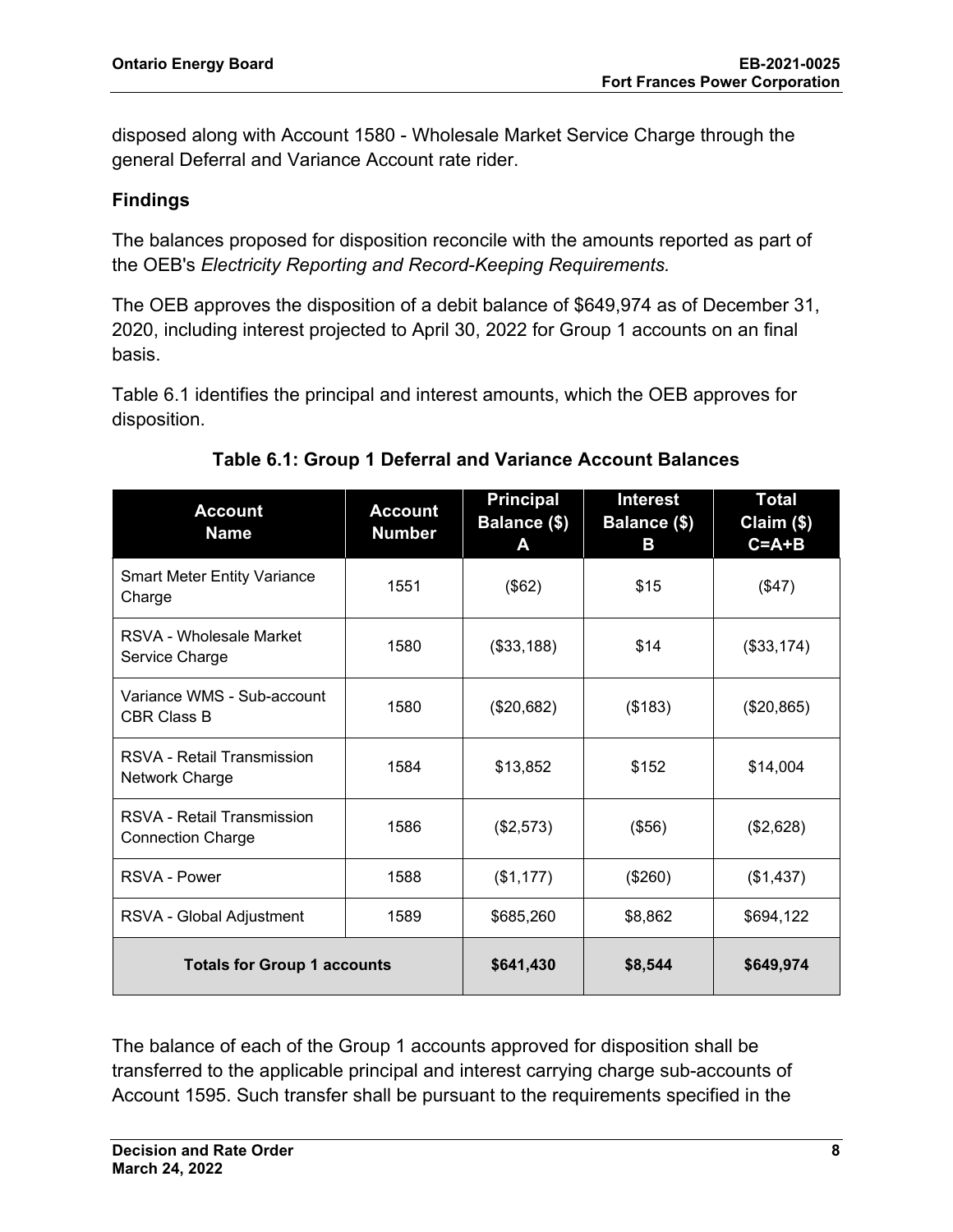disposed along with Account 1580 - Wholesale Market Service Charge through the general Deferral and Variance Account rate rider.

### Findings

The balances proposed for disposition reconcile with the amounts reported as part of the OEB's *Electricity Reporting and Record-Keeping Requirements.*

The OEB approves the disposition of a debit balance of $649,974 as of December 31, 2020, including interest projected to April 30, 2022 for Group 1 accounts on an final basis.

Table 6.1 identifies the principal and interest amounts, which the OEB approves for disposition.

**Table 6.1: Group 1 Deferral and Variance Account Balances**

| Account Name | Account Number | Principal Balance ($) A | Interest Balance ($) B | Total Claim ($) C=A+B |
|---|---|---|---|---|
| Smart Meter Entity Variance Charge | 1551 | ($62) | $15 | ($47) |
| RSVA - Wholesale Market Service Charge | 1580 | ($33,188) | $14 | ($33,174) |
| Variance WMS - Sub-account CBR Class B | 1580 | ($20,682) | ($183) | ($20,865) |
| RSVA - Retail Transmission Network Charge | 1584 | $13,852 | $152 | $14,004 |
| RSVA - Retail Transmission Connection Charge | 1586 | ($2,573) | ($56) | ($2,628) |
| RSVA - Power | 1588 | ($1,177) | ($260) | ($1,437) |
| RSVA - Global Adjustment | 1589 | $685,260 | $8,862 | $694,122 |
| **Totals for Group 1 accounts** | | **$641,430** | **$8,544** | **$649,974** |

The balance of each of the Group 1 accounts approved for disposition shall be transferred to the applicable principal and interest carrying charge sub-accounts of Account 1595. Such transfer shall be pursuant to the requirements specified in the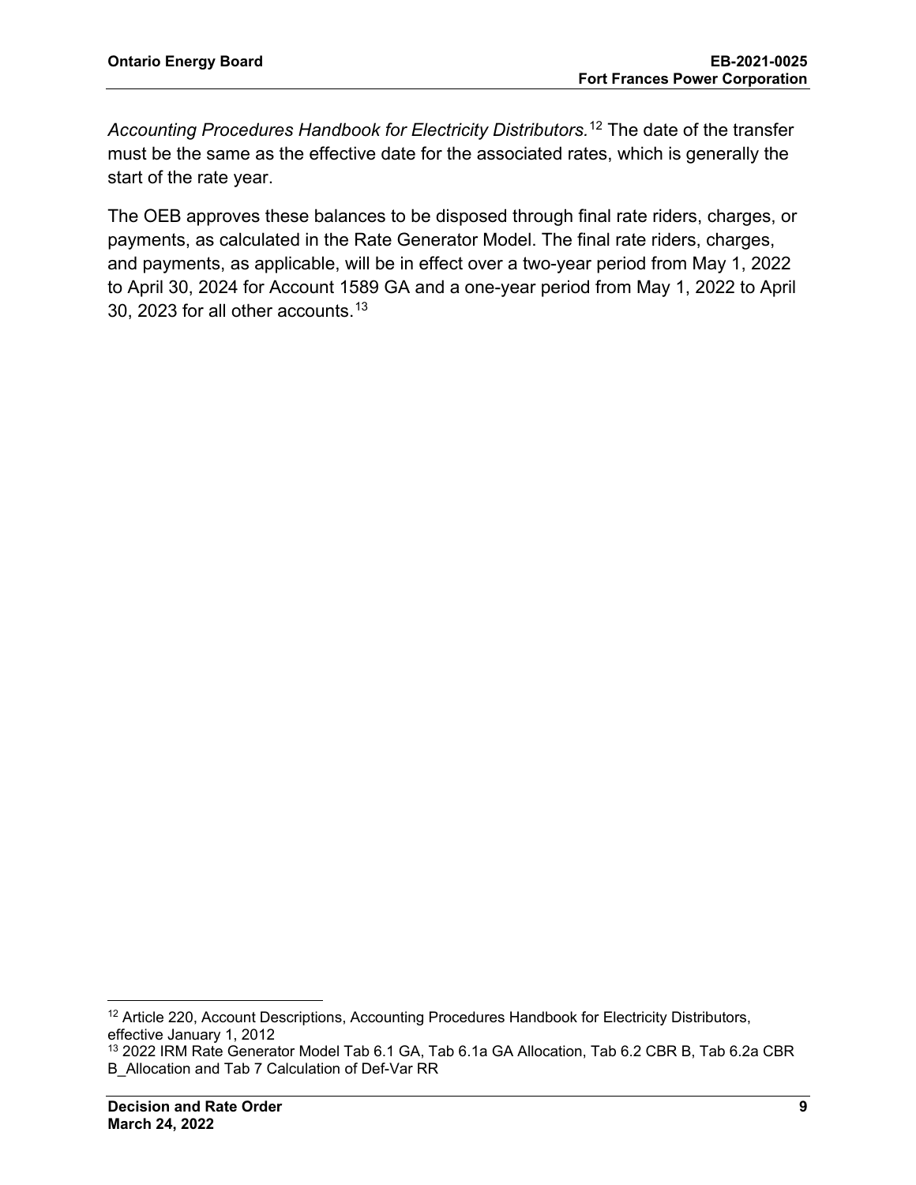*Accounting Procedures Handbook for Electricity Distributors.*[12] The date of the transfer must be the same as the effective date for the associated rates, which is generally the start of the rate year.

The OEB approves these balances to be disposed through final rate riders, charges, or payments, as calculated in the Rate Generator Model. The final rate riders, charges, and payments, as applicable, will be in effect over a two-year period from May 1, 2022 to April 30, 2024 for Account 1589 GA and a one-year period from May 1, 2022 to April 30, 2023 for all other accounts.[13]

---

[12] Article 220, Account Descriptions, Accounting Procedures Handbook for Electricity Distributors, effective January 1, 2012

[13] 2022 IRM Rate Generator Model Tab 6.1 GA, Tab 6.1a GA Allocation, Tab 6.2 CBR B, Tab 6.2a CBR B_Allocation and Tab 7 Calculation of Def-Var RR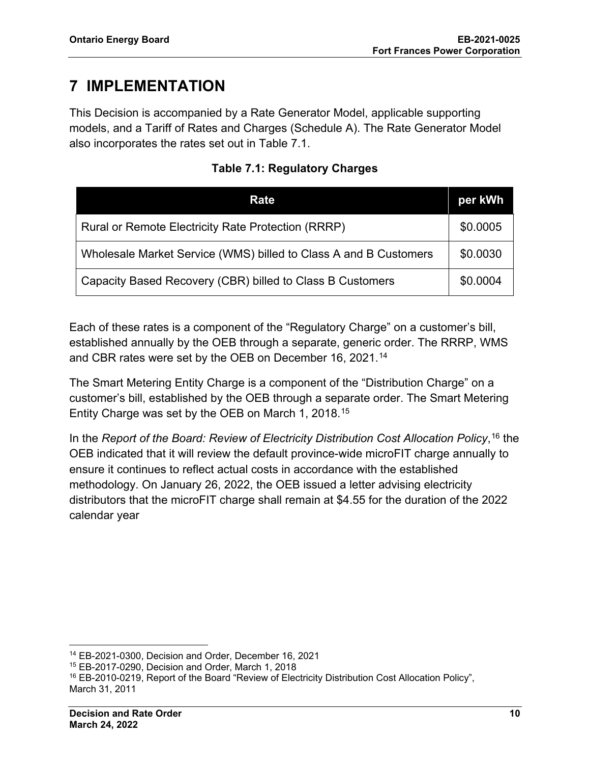# 7 IMPLEMENTATION

This Decision is accompanied by a Rate Generator Model, applicable supporting models, and a Tariff of Rates and Charges (Schedule A). The Rate Generator Model also incorporates the rates set out in Table 7.1.

**Table 7.1: Regulatory Charges**

| Rate | per kWh |
|---|---|
| Rural or Remote Electricity Rate Protection (RRRP) | \$0.0005 |
| Wholesale Market Service (WMS) billed to Class A and B Customers | \$0.0030 |
| Capacity Based Recovery (CBR) billed to Class B Customers | \$0.0004 |

Each of these rates is a component of the “Regulatory Charge” on a customer’s bill, established annually by the OEB through a separate, generic order. The RRRP, WMS and CBR rates were set by the OEB on December 16, 2021.[14]

The Smart Metering Entity Charge is a component of the “Distribution Charge” on a customer’s bill, established by the OEB through a separate order. The Smart Metering Entity Charge was set by the OEB on March 1, 2018.[15]

In the *Report of the Board: Review of Electricity Distribution Cost Allocation Policy*,[16] the OEB indicated that it will review the default province-wide microFIT charge annually to ensure it continues to reflect actual costs in accordance with the established methodology. On January 26, 2022, the OEB issued a letter advising electricity distributors that the microFIT charge shall remain at \$4.55 for the duration of the 2022 calendar year

---

[14] EB-2021-0300, Decision and Order, December 16, 2021

[15] EB-2017-0290, Decision and Order, March 1, 2018

[16] EB-2010-0219, Report of the Board “Review of Electricity Distribution Cost Allocation Policy”, March 31, 2011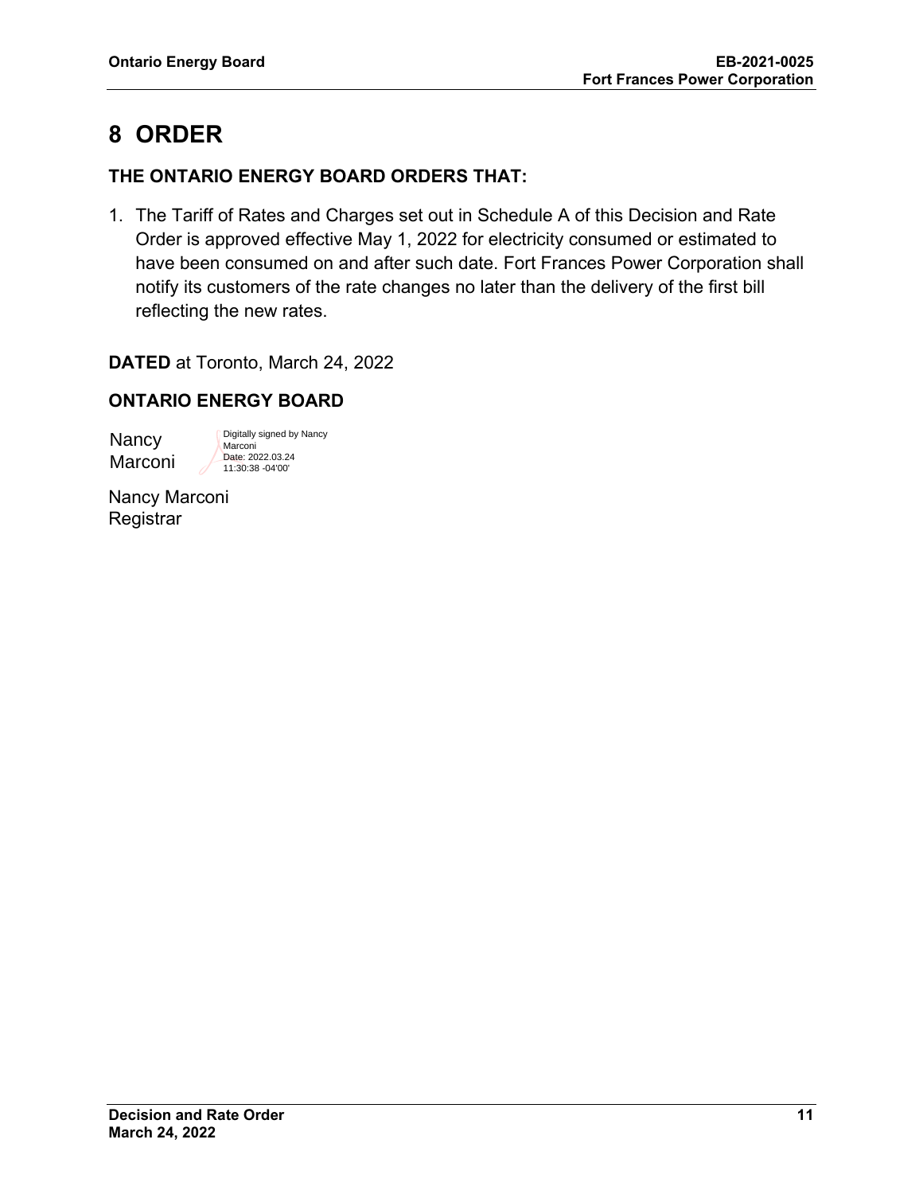# 8 ORDER

**THE ONTARIO ENERGY BOARD ORDERS THAT:**

1. The Tariff of Rates and Charges set out in Schedule A of this Decision and Rate Order is approved effective May 1, 2022 for electricity consumed or estimated to have been consumed on and after such date. Fort Frances Power Corporation shall notify its customers of the rate changes no later than the delivery of the first bill reflecting the new rates.

**DATED** at Toronto, March 24, 2022

**ONTARIO ENERGY BOARD**

Nancy Marconi

Digitally signed by Nancy Marconi
Date: 2022.03.24 11:30:38 -04'00'

Nancy Marconi
Registrar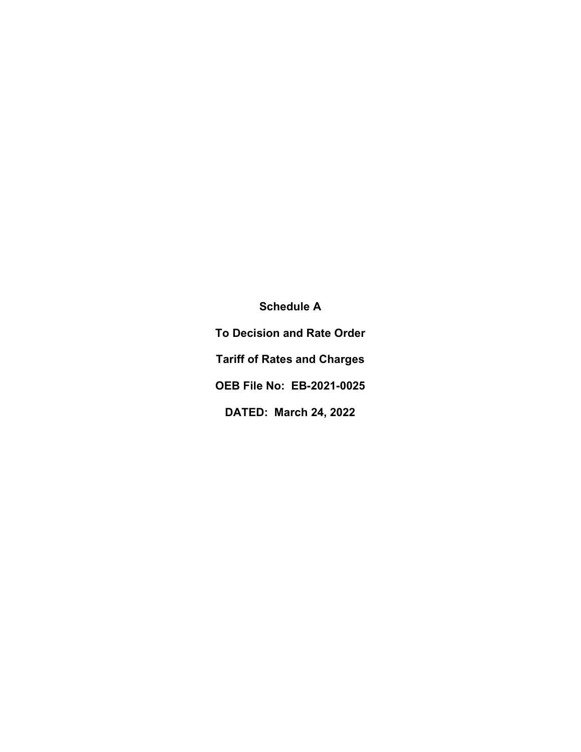**Schedule A**

**To Decision and Rate Order**

**Tariff of Rates and Charges**

**OEB File No: EB-2021-0025**

**DATED: March 24, 2022**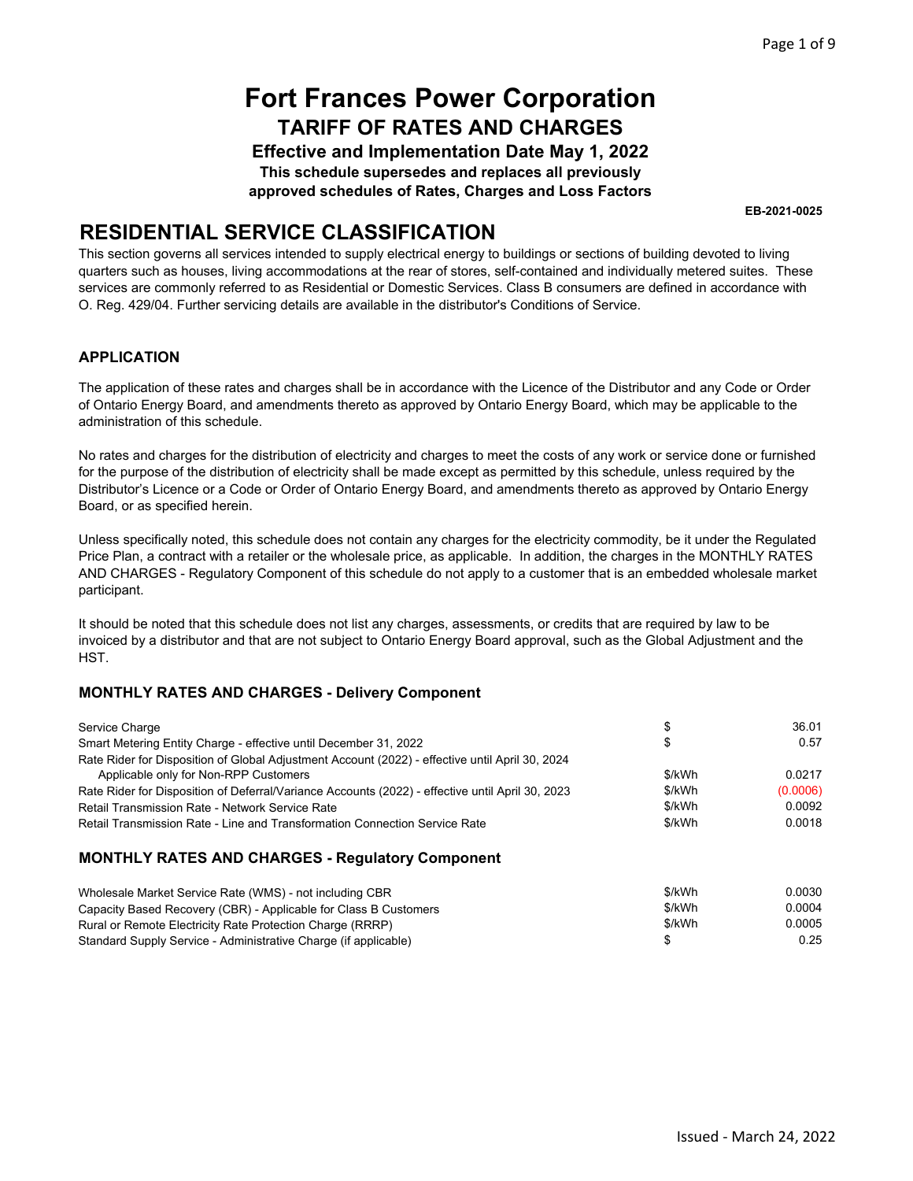# Fort Frances Power Corporation

## TARIFF OF RATES AND CHARGES

**Effective and Implementation Date May 1, 2022**

**This schedule supersedes and replaces all previously approved schedules of Rates, Charges and Loss Factors**

**EB-2021-0025**

## RESIDENTIAL SERVICE CLASSIFICATION

This section governs all services intended to supply electrical energy to buildings or sections of building devoted to living quarters such as houses, living accommodations at the rear of stores, self-contained and individually metered suites. These services are commonly referred to as Residential or Domestic Services. Class B consumers are defined in accordance with O. Reg. 429/04. Further servicing details are available in the distributor's Conditions of Service.

### APPLICATION

The application of these rates and charges shall be in accordance with the Licence of the Distributor and any Code or Order of Ontario Energy Board, and amendments thereto as approved by Ontario Energy Board, which may be applicable to the administration of this schedule.

No rates and charges for the distribution of electricity and charges to meet the costs of any work or service done or furnished for the purpose of the distribution of electricity shall be made except as permitted by this schedule, unless required by the Distributor's Licence or a Code or Order of Ontario Energy Board, and amendments thereto as approved by Ontario Energy Board, or as specified herein.

Unless specifically noted, this schedule does not contain any charges for the electricity commodity, be it under the Regulated Price Plan, a contract with a retailer or the wholesale price, as applicable. In addition, the charges in the MONTHLY RATES AND CHARGES - Regulatory Component of this schedule do not apply to a customer that is an embedded wholesale market participant.

It should be noted that this schedule does not list any charges, assessments, or credits that are required by law to be invoiced by a distributor and that are not subject to Ontario Energy Board approval, such as the Global Adjustment and the HST.

### MONTHLY RATES AND CHARGES - Delivery Component

| | | |
|---|---|---|
| Service Charge | $ | 36.01 |
| Smart Metering Entity Charge - effective until December 31, 2022 | $ | 0.57 |
| Rate Rider for Disposition of Global Adjustment Account (2022) - effective until April 30, 2024 Applicable only for Non-RPP Customers | $/kWh | 0.0217 |
| Rate Rider for Disposition of Deferral/Variance Accounts (2022) - effective until April 30, 2023 | $/kWh | (0.0006) |
| Retail Transmission Rate - Network Service Rate | $/kWh | 0.0092 |
| Retail Transmission Rate - Line and Transformation Connection Service Rate | $/kWh | 0.0018 |

### MONTHLY RATES AND CHARGES - Regulatory Component

| | | |
|---|---|---|
| Wholesale Market Service Rate (WMS) - not including CBR | $/kWh | 0.0030 |
| Capacity Based Recovery (CBR) - Applicable for Class B Customers | $/kWh | 0.0004 |
| Rural or Remote Electricity Rate Protection Charge (RRRP) | $/kWh | 0.0005 |
| Standard Supply Service - Administrative Charge (if applicable) | $ | 0.25 |

Issued - March 24, 2022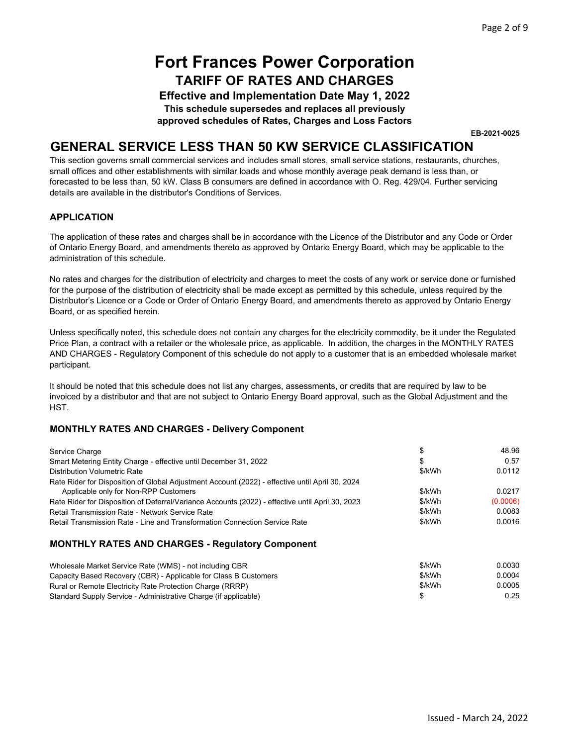# Fort Frances Power Corporation

## TARIFF OF RATES AND CHARGES

**Effective and Implementation Date May 1, 2022**

**This schedule supersedes and replaces all previously approved schedules of Rates, Charges and Loss Factors**

**EB-2021-0025**

## GENERAL SERVICE LESS THAN 50 KW SERVICE CLASSIFICATION

This section governs small commercial services and includes small stores, small service stations, restaurants, churches, small offices and other establishments with similar loads and whose monthly average peak demand is less than, or forecasted to be less than, 50 kW. Class B consumers are defined in accordance with O. Reg. 429/04. Further servicing details are available in the distributor's Conditions of Services.

### APPLICATION

The application of these rates and charges shall be in accordance with the Licence of the Distributor and any Code or Order of Ontario Energy Board, and amendments thereto as approved by Ontario Energy Board, which may be applicable to the administration of this schedule.

No rates and charges for the distribution of electricity and charges to meet the costs of any work or service done or furnished for the purpose of the distribution of electricity shall be made except as permitted by this schedule, unless required by the Distributor's Licence or a Code or Order of Ontario Energy Board, and amendments thereto as approved by Ontario Energy Board, or as specified herein.

Unless specifically noted, this schedule does not contain any charges for the electricity commodity, be it under the Regulated Price Plan, a contract with a retailer or the wholesale price, as applicable. In addition, the charges in the MONTHLY RATES AND CHARGES - Regulatory Component of this schedule do not apply to a customer that is an embedded wholesale market participant.

It should be noted that this schedule does not list any charges, assessments, or credits that are required by law to be invoiced by a distributor and that are not subject to Ontario Energy Board approval, such as the Global Adjustment and the HST.

### MONTHLY RATES AND CHARGES - Delivery Component

| | | |
|---|---|---|
| Service Charge | $ | 48.96 |
| Smart Metering Entity Charge - effective until December 31, 2022 | $ | 0.57 |
| Distribution Volumetric Rate | $/kWh | 0.0112 |
| Rate Rider for Disposition of Global Adjustment Account (2022) - effective until April 30, 2024 Applicable only for Non-RPP Customers | $/kWh | 0.0217 |
| Rate Rider for Disposition of Deferral/Variance Accounts (2022) - effective until April 30, 2023 | $/kWh | (0.0006) |
| Retail Transmission Rate - Network Service Rate | $/kWh | 0.0083 |
| Retail Transmission Rate - Line and Transformation Connection Service Rate | $/kWh | 0.0016 |

### MONTHLY RATES AND CHARGES - Regulatory Component

| | | |
|---|---|---|
| Wholesale Market Service Rate (WMS) - not including CBR | $/kWh | 0.0030 |
| Capacity Based Recovery (CBR) - Applicable for Class B Customers | $/kWh | 0.0004 |
| Rural or Remote Electricity Rate Protection Charge (RRRP) | $/kWh | 0.0005 |
| Standard Supply Service - Administrative Charge (if applicable) | $ | 0.25 |

Issued - March 24, 2022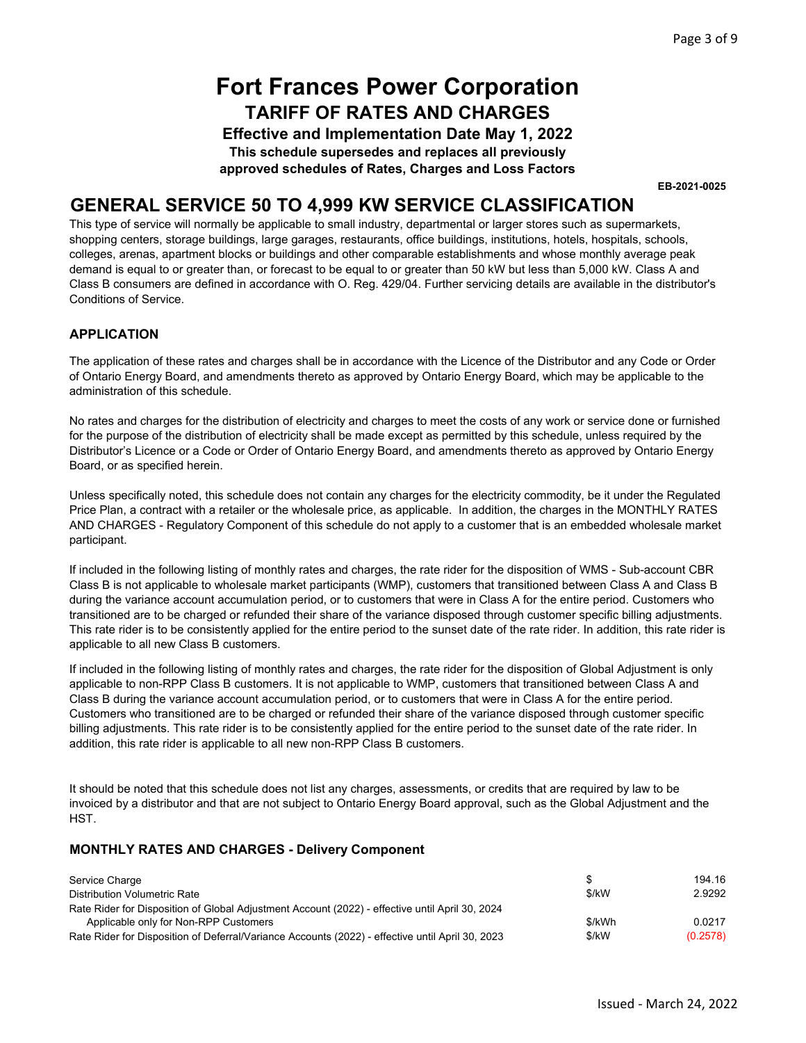# Fort Frances Power Corporation

## TARIFF OF RATES AND CHARGES

**Effective and Implementation Date May 1, 2022**

**This schedule supersedes and replaces all previously approved schedules of Rates, Charges and Loss Factors**

**EB-2021-0025**

## GENERAL SERVICE 50 TO 4,999 KW SERVICE CLASSIFICATION

This type of service will normally be applicable to small industry, departmental or larger stores such as supermarkets, shopping centers, storage buildings, large garages, restaurants, office buildings, institutions, hotels, hospitals, schools, colleges, arenas, apartment blocks or buildings and other comparable establishments and whose monthly average peak demand is equal to or greater than, or forecast to be equal to or greater than 50 kW but less than 5,000 kW. Class A and Class B consumers are defined in accordance with O. Reg. 429/04. Further servicing details are available in the distributor's Conditions of Service.

### APPLICATION

The application of these rates and charges shall be in accordance with the Licence of the Distributor and any Code or Order of Ontario Energy Board, and amendments thereto as approved by Ontario Energy Board, which may be applicable to the administration of this schedule.

No rates and charges for the distribution of electricity and charges to meet the costs of any work or service done or furnished for the purpose of the distribution of electricity shall be made except as permitted by this schedule, unless required by the Distributor's Licence or a Code or Order of Ontario Energy Board, and amendments thereto as approved by Ontario Energy Board, or as specified herein.

Unless specifically noted, this schedule does not contain any charges for the electricity commodity, be it under the Regulated Price Plan, a contract with a retailer or the wholesale price, as applicable. In addition, the charges in the MONTHLY RATES AND CHARGES - Regulatory Component of this schedule do not apply to a customer that is an embedded wholesale market participant.

If included in the following listing of monthly rates and charges, the rate rider for the disposition of WMS - Sub-account CBR Class B is not applicable to wholesale market participants (WMP), customers that transitioned between Class A and Class B during the variance account accumulation period, or to customers that were in Class A for the entire period. Customers who transitioned are to be charged or refunded their share of the variance disposed through customer specific billing adjustments. This rate rider is to be consistently applied for the entire period to the sunset date of the rate rider. In addition, this rate rider is applicable to all new Class B customers.

If included in the following listing of monthly rates and charges, the rate rider for the disposition of Global Adjustment is only applicable to non-RPP Class B customers. It is not applicable to WMP, customers that transitioned between Class A and Class B during the variance account accumulation period, or to customers that were in Class A for the entire period. Customers who transitioned are to be charged or refunded their share of the variance disposed through customer specific billing adjustments. This rate rider is to be consistently applied for the entire period to the sunset date of the rate rider. In addition, this rate rider is applicable to all new non-RPP Class B customers.

It should be noted that this schedule does not list any charges, assessments, or credits that are required by law to be invoiced by a distributor and that are not subject to Ontario Energy Board approval, such as the Global Adjustment and the HST.

### MONTHLY RATES AND CHARGES - Delivery Component

| | | |
|---|---|---|
| Service Charge | $ | 194.16 |
| Distribution Volumetric Rate | $/kW | 2.9292 |
| Rate Rider for Disposition of Global Adjustment Account (2022) - effective until April 30, 2024<br>Applicable only for Non-RPP Customers | $/kWh | 0.0217 |
| Rate Rider for Disposition of Deferral/Variance Accounts (2022) - effective until April 30, 2023 | $/kW | (0.2578) |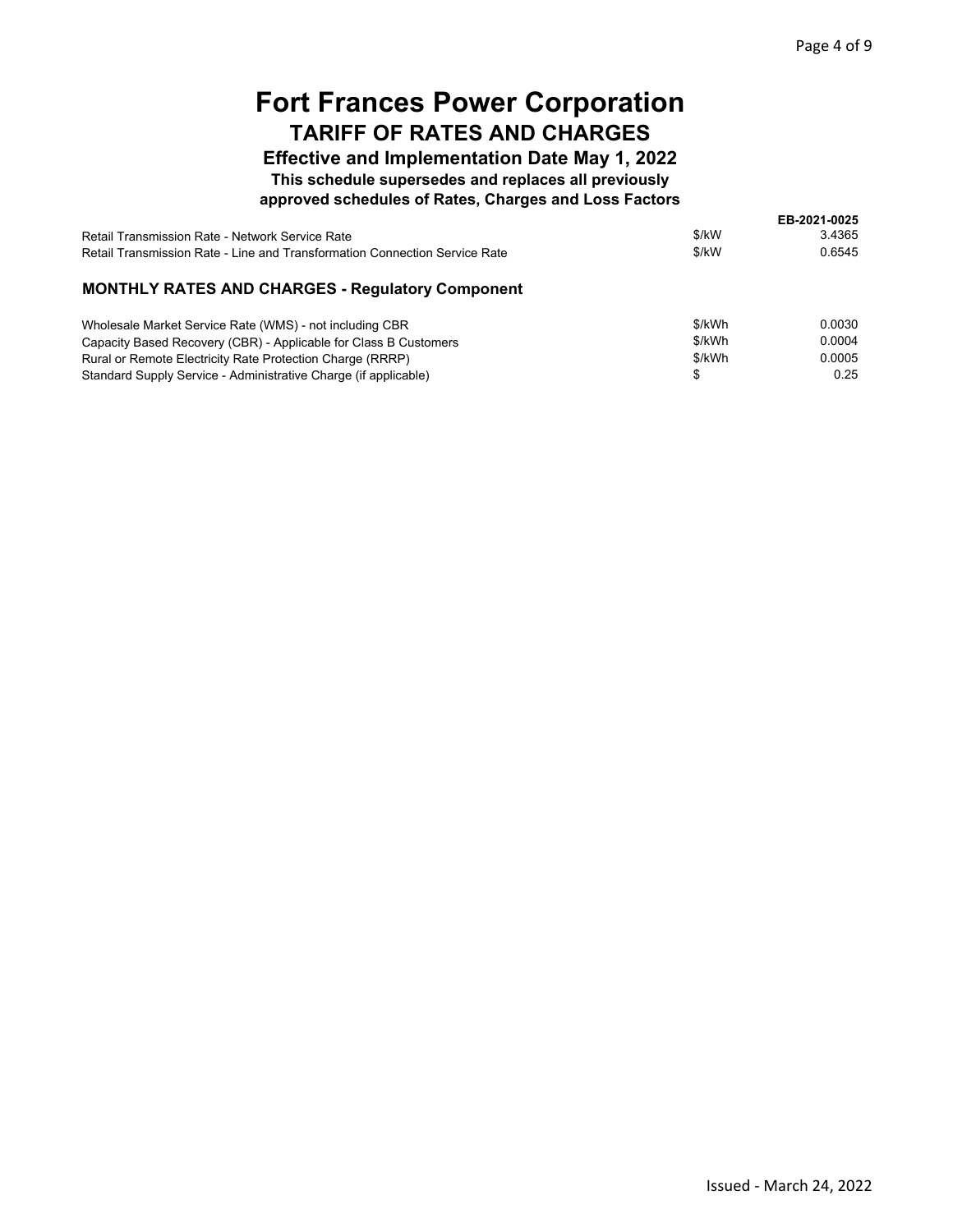# Fort Frances Power Corporation

## TARIFF OF RATES AND CHARGES

### Effective and Implementation Date May 1, 2022

**This schedule supersedes and replaces all previously approved schedules of Rates, Charges and Loss Factors**

**EB-2021-0025**

| | | |
|---|---|---|
| Retail Transmission Rate - Network Service Rate | $/kW | 3.4365 |
| Retail Transmission Rate - Line and Transformation Connection Service Rate | $/kW | 0.6545 |

### MONTHLY RATES AND CHARGES - Regulatory Component

| | | |
|---|---|---|
| Wholesale Market Service Rate (WMS) - not including CBR | $/kWh | 0.0030 |
| Capacity Based Recovery (CBR) - Applicable for Class B Customers | $/kWh | 0.0004 |
| Rural or Remote Electricity Rate Protection Charge (RRRP) | $/kWh | 0.0005 |
| Standard Supply Service - Administrative Charge (if applicable) | $ | 0.25 |

Issued - March 24, 2022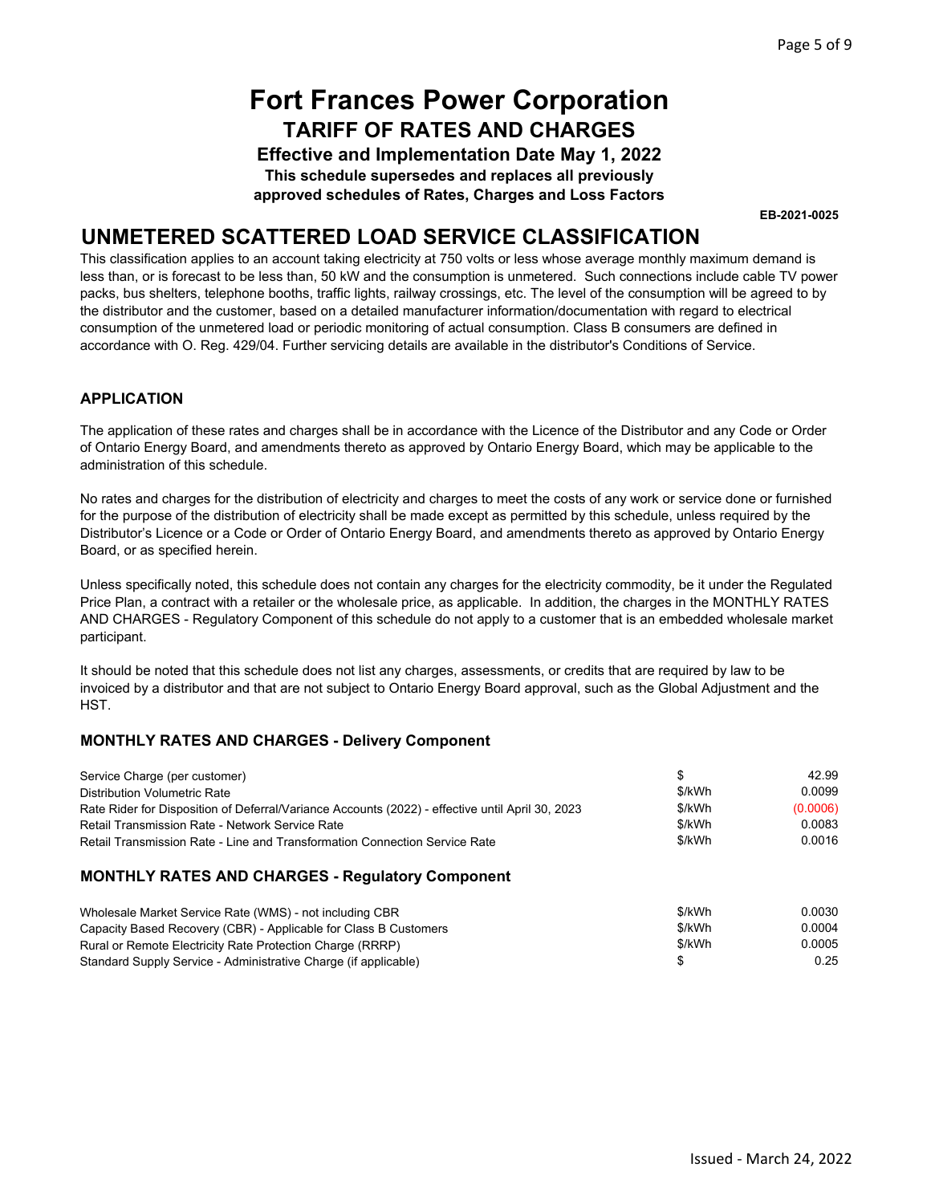# Fort Frances Power Corporation

## TARIFF OF RATES AND CHARGES

**Effective and Implementation Date May 1, 2022**

**This schedule supersedes and replaces all previously approved schedules of Rates, Charges and Loss Factors**

**EB-2021-0025**

## UNMETERED SCATTERED LOAD SERVICE CLASSIFICATION

This classification applies to an account taking electricity at 750 volts or less whose average monthly maximum demand is less than, or is forecast to be less than, 50 kW and the consumption is unmetered. Such connections include cable TV power packs, bus shelters, telephone booths, traffic lights, railway crossings, etc. The level of the consumption will be agreed to by the distributor and the customer, based on a detailed manufacturer information/documentation with regard to electrical consumption of the unmetered load or periodic monitoring of actual consumption. Class B consumers are defined in accordance with O. Reg. 429/04. Further servicing details are available in the distributor's Conditions of Service.

### APPLICATION

The application of these rates and charges shall be in accordance with the Licence of the Distributor and any Code or Order of Ontario Energy Board, and amendments thereto as approved by Ontario Energy Board, which may be applicable to the administration of this schedule.

No rates and charges for the distribution of electricity and charges to meet the costs of any work or service done or furnished for the purpose of the distribution of electricity shall be made except as permitted by this schedule, unless required by the Distributor's Licence or a Code or Order of Ontario Energy Board, and amendments thereto as approved by Ontario Energy Board, or as specified herein.

Unless specifically noted, this schedule does not contain any charges for the electricity commodity, be it under the Regulated Price Plan, a contract with a retailer or the wholesale price, as applicable. In addition, the charges in the MONTHLY RATES AND CHARGES - Regulatory Component of this schedule do not apply to a customer that is an embedded wholesale market participant.

It should be noted that this schedule does not list any charges, assessments, or credits that are required by law to be invoiced by a distributor and that are not subject to Ontario Energy Board approval, such as the Global Adjustment and the HST.

### MONTHLY RATES AND CHARGES - Delivery Component

| | | |
|---|---|---|
| Service Charge (per customer) | $ | 42.99 |
| Distribution Volumetric Rate | $/kWh | 0.0099 |
| Rate Rider for Disposition of Deferral/Variance Accounts (2022) - effective until April 30, 2023 | $/kWh | (0.0006) |
| Retail Transmission Rate - Network Service Rate | $/kWh | 0.0083 |
| Retail Transmission Rate - Line and Transformation Connection Service Rate | $/kWh | 0.0016 |

### MONTHLY RATES AND CHARGES - Regulatory Component

| | | |
|---|---|---|
| Wholesale Market Service Rate (WMS) - not including CBR | $/kWh | 0.0030 |
| Capacity Based Recovery (CBR) - Applicable for Class B Customers | $/kWh | 0.0004 |
| Rural or Remote Electricity Rate Protection Charge (RRRP) | $/kWh | 0.0005 |
| Standard Supply Service - Administrative Charge (if applicable) | $ | 0.25 |

Issued - March 24, 2022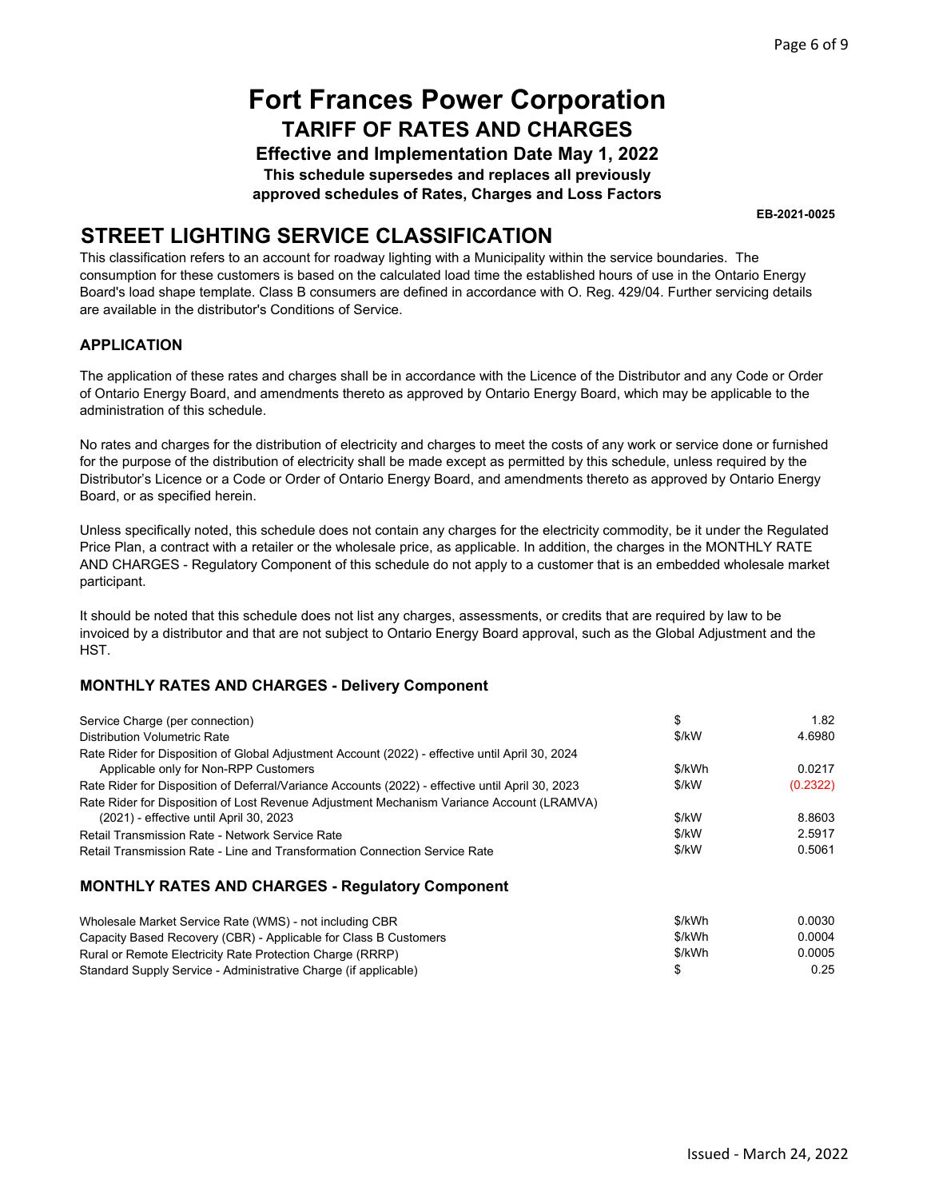# Fort Frances Power Corporation

## TARIFF OF RATES AND CHARGES

**Effective and Implementation Date May 1, 2022**

**This schedule supersedes and replaces all previously approved schedules of Rates, Charges and Loss Factors**

**EB-2021-0025**

## STREET LIGHTING SERVICE CLASSIFICATION

This classification refers to an account for roadway lighting with a Municipality within the service boundaries. The consumption for these customers is based on the calculated load time the established hours of use in the Ontario Energy Board's load shape template. Class B consumers are defined in accordance with O. Reg. 429/04. Further servicing details are available in the distributor's Conditions of Service.

### APPLICATION

The application of these rates and charges shall be in accordance with the Licence of the Distributor and any Code or Order of Ontario Energy Board, and amendments thereto as approved by Ontario Energy Board, which may be applicable to the administration of this schedule.

No rates and charges for the distribution of electricity and charges to meet the costs of any work or service done or furnished for the purpose of the distribution of electricity shall be made except as permitted by this schedule, unless required by the Distributor's Licence or a Code or Order of Ontario Energy Board, and amendments thereto as approved by Ontario Energy Board, or as specified herein.

Unless specifically noted, this schedule does not contain any charges for the electricity commodity, be it under the Regulated Price Plan, a contract with a retailer or the wholesale price, as applicable. In addition, the charges in the MONTHLY RATE AND CHARGES - Regulatory Component of this schedule do not apply to a customer that is an embedded wholesale market participant.

It should be noted that this schedule does not list any charges, assessments, or credits that are required by law to be invoiced by a distributor and that are not subject to Ontario Energy Board approval, such as the Global Adjustment and the HST.

### MONTHLY RATES AND CHARGES - Delivery Component

| | | |
|---|---|---|
| Service Charge (per connection) | $ | 1.82 |
| Distribution Volumetric Rate | $/kW | 4.6980 |
| Rate Rider for Disposition of Global Adjustment Account (2022) - effective until April 30, 2024 Applicable only for Non-RPP Customers | $/kWh | 0.0217 |
| Rate Rider for Disposition of Deferral/Variance Accounts (2022) - effective until April 30, 2023 | $/kW | (0.2322) |
| Rate Rider for Disposition of Lost Revenue Adjustment Mechanism Variance Account (LRAMVA) (2021) - effective until April 30, 2023 | $/kW | 8.8603 |
| Retail Transmission Rate - Network Service Rate | $/kW | 2.5917 |
| Retail Transmission Rate - Line and Transformation Connection Service Rate | $/kW | 0.5061 |

### MONTHLY RATES AND CHARGES - Regulatory Component

| | | |
|---|---|---|
| Wholesale Market Service Rate (WMS) - not including CBR | $/kWh | 0.0030 |
| Capacity Based Recovery (CBR) - Applicable for Class B Customers | $/kWh | 0.0004 |
| Rural or Remote Electricity Rate Protection Charge (RRRP) | $/kWh | 0.0005 |
| Standard Supply Service - Administrative Charge (if applicable) | $ | 0.25 |

Issued - March 24, 2022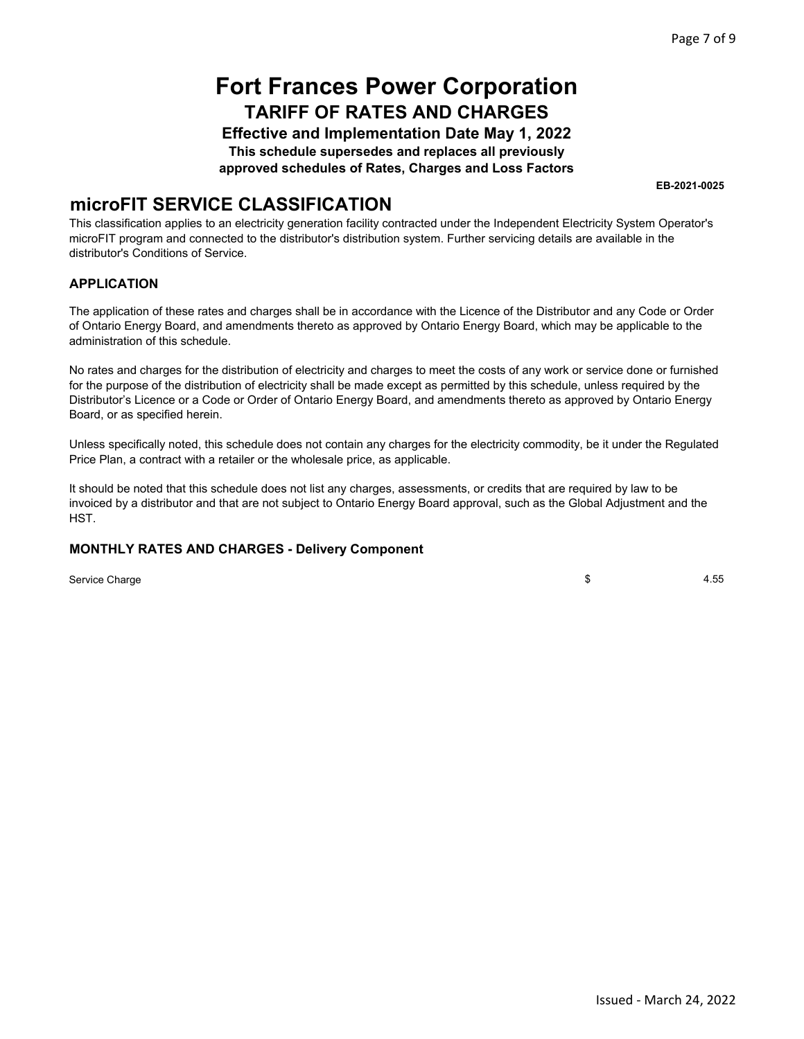# Fort Frances Power Corporation

## TARIFF OF RATES AND CHARGES

**Effective and Implementation Date May 1, 2022**

**This schedule supersedes and replaces all previously approved schedules of Rates, Charges and Loss Factors**

**EB-2021-0025**

## microFIT SERVICE CLASSIFICATION

This classification applies to an electricity generation facility contracted under the Independent Electricity System Operator's microFIT program and connected to the distributor's distribution system. Further servicing details are available in the distributor's Conditions of Service.

### APPLICATION

The application of these rates and charges shall be in accordance with the Licence of the Distributor and any Code or Order of Ontario Energy Board, and amendments thereto as approved by Ontario Energy Board, which may be applicable to the administration of this schedule.

No rates and charges for the distribution of electricity and charges to meet the costs of any work or service done or furnished for the purpose of the distribution of electricity shall be made except as permitted by this schedule, unless required by the Distributor's Licence or a Code or Order of Ontario Energy Board, and amendments thereto as approved by Ontario Energy Board, or as specified herein.

Unless specifically noted, this schedule does not contain any charges for the electricity commodity, be it under the Regulated Price Plan, a contract with a retailer or the wholesale price, as applicable.

It should be noted that this schedule does not list any charges, assessments, or credits that are required by law to be invoiced by a distributor and that are not subject to Ontario Energy Board approval, such as the Global Adjustment and the HST.

### MONTHLY RATES AND CHARGES - Delivery Component

| | | |
|---|---|---|
| Service Charge | $ | 4.55 |

Issued - March 24, 2022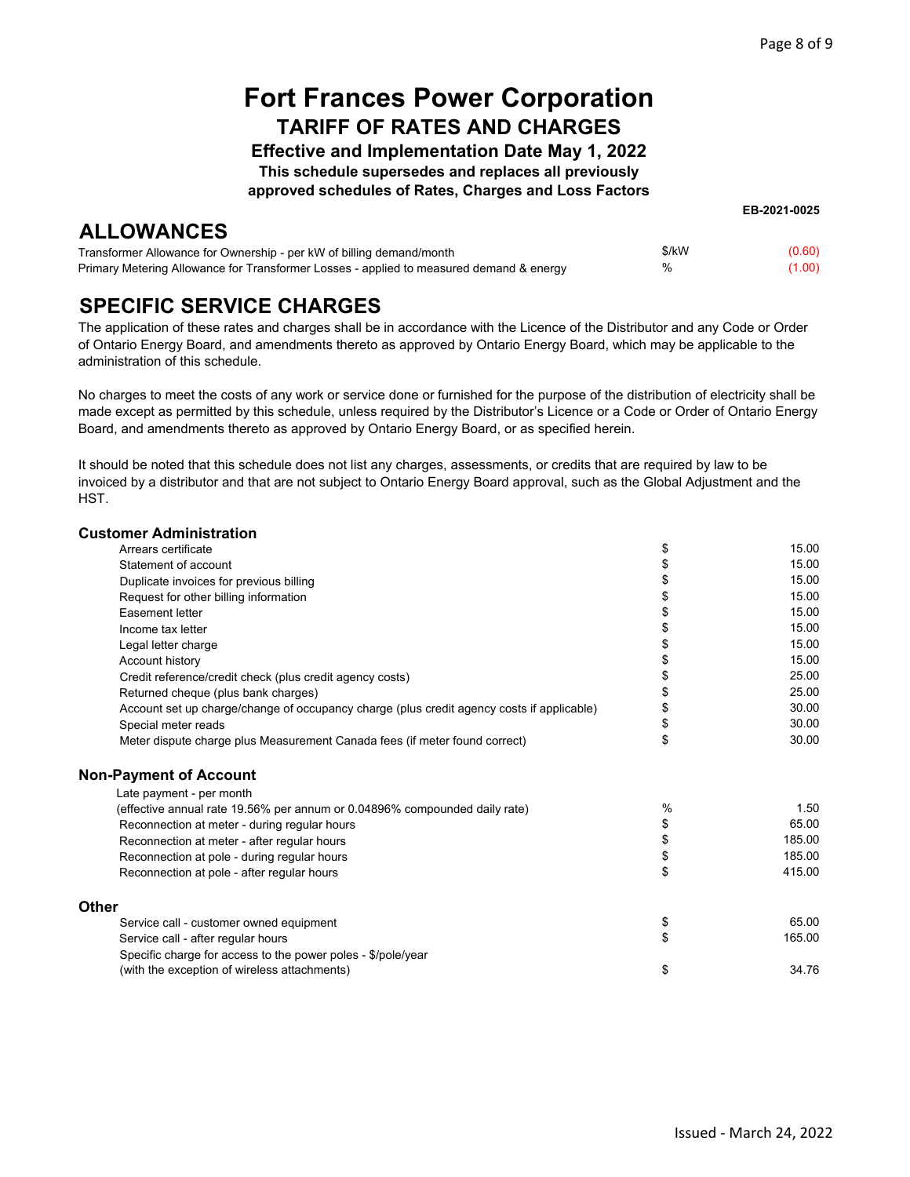# Fort Frances Power Corporation

## TARIFF OF RATES AND CHARGES

**Effective and Implementation Date May 1, 2022**

**This schedule supersedes and replaces all previously approved schedules of Rates, Charges and Loss Factors**

**EB-2021-0025**

## ALLOWANCES

| | | |
|---|---|---|
| Transformer Allowance for Ownership - per kW of billing demand/month | $/kW | (0.60) |
| Primary Metering Allowance for Transformer Losses - applied to measured demand & energy | % | (1.00) |

## SPECIFIC SERVICE CHARGES

The application of these rates and charges shall be in accordance with the Licence of the Distributor and any Code or Order of Ontario Energy Board, and amendments thereto as approved by Ontario Energy Board, which may be applicable to the administration of this schedule.

No charges to meet the costs of any work or service done or furnished for the purpose of the distribution of electricity shall be made except as permitted by this schedule, unless required by the Distributor's Licence or a Code or Order of Ontario Energy Board, and amendments thereto as approved by Ontario Energy Board, or as specified herein.

It should be noted that this schedule does not list any charges, assessments, or credits that are required by law to be invoiced by a distributor and that are not subject to Ontario Energy Board approval, such as the Global Adjustment and the HST.

### Customer Administration

| | | |
|---|---|---|
| Arrears certificate | $ | 15.00 |
| Statement of account | $ | 15.00 |
| Duplicate invoices for previous billing | $ | 15.00 |
| Request for other billing information | $ | 15.00 |
| Easement letter | $ | 15.00 |
| Income tax letter | $ | 15.00 |
| Legal letter charge | $ | 15.00 |
| Account history | $ | 15.00 |
| Credit reference/credit check (plus credit agency costs) | $ | 25.00 |
| Returned cheque (plus bank charges) | $ | 25.00 |
| Account set up charge/change of occupancy charge (plus credit agency costs if applicable) | $ | 30.00 |
| Special meter reads | $ | 30.00 |
| Meter dispute charge plus Measurement Canada fees (if meter found correct) | $ | 30.00 |

### Non-Payment of Account

| | | |
|---|---|---|
| Late payment - per month (effective annual rate 19.56% per annum or 0.04896% compounded daily rate) | % | 1.50 |
| Reconnection at meter - during regular hours | $ | 65.00 |
| Reconnection at meter - after regular hours | $ | 185.00 |
| Reconnection at pole - during regular hours | $ | 185.00 |
| Reconnection at pole - after regular hours | $ | 415.00 |

### Other

| | | |
|---|---|---|
| Service call - customer owned equipment | $ | 65.00 |
| Service call - after regular hours | $ | 165.00 |
| Specific charge for access to the power poles - $/pole/year (with the exception of wireless attachments) | $ | 34.76 |

Issued - March 24, 2022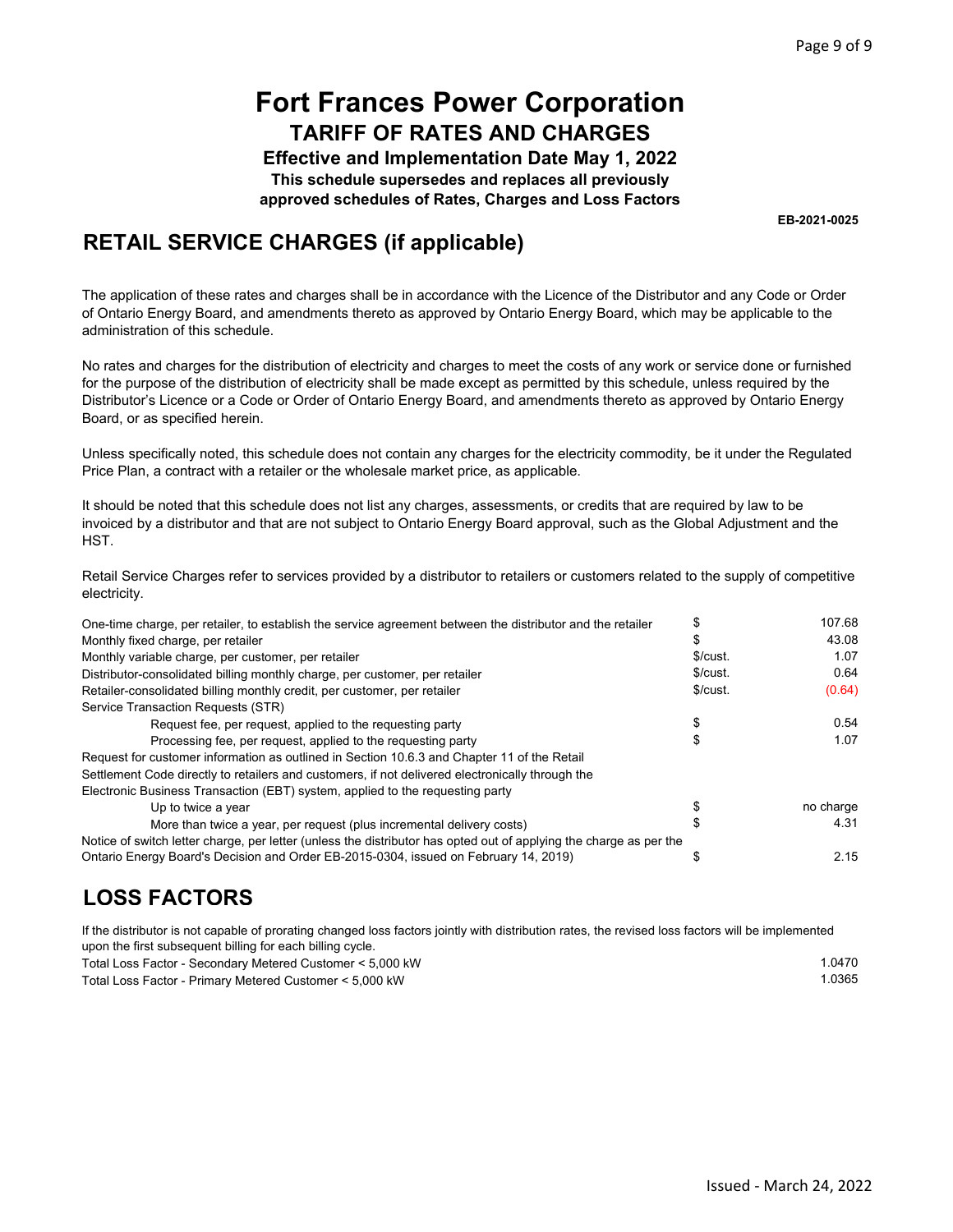# Fort Frances Power Corporation

## TARIFF OF RATES AND CHARGES

**Effective and Implementation Date May 1, 2022**

**This schedule supersedes and replaces all previously approved schedules of Rates, Charges and Loss Factors**

**EB-2021-0025**

## RETAIL SERVICE CHARGES (if applicable)

The application of these rates and charges shall be in accordance with the Licence of the Distributor and any Code or Order of Ontario Energy Board, and amendments thereto as approved by Ontario Energy Board, which may be applicable to the administration of this schedule.

No rates and charges for the distribution of electricity and charges to meet the costs of any work or service done or furnished for the purpose of the distribution of electricity shall be made except as permitted by this schedule, unless required by the Distributor's Licence or a Code or Order of Ontario Energy Board, and amendments thereto as approved by Ontario Energy Board, or as specified herein.

Unless specifically noted, this schedule does not contain any charges for the electricity commodity, be it under the Regulated Price Plan, a contract with a retailer or the wholesale market price, as applicable.

It should be noted that this schedule does not list any charges, assessments, or credits that are required by law to be invoiced by a distributor and that are not subject to Ontario Energy Board approval, such as the Global Adjustment and the HST.

Retail Service Charges refer to services provided by a distributor to retailers or customers related to the supply of competitive electricity.

| | | |
|---|---|---|
| One-time charge, per retailer, to establish the service agreement between the distributor and the retailer | $ | 107.68 |
| Monthly fixed charge, per retailer | $ | 43.08 |
| Monthly variable charge, per customer, per retailer | $/cust. | 1.07 |
| Distributor-consolidated billing monthly charge, per customer, per retailer | $/cust. | 0.64 |
| Retailer-consolidated billing monthly credit, per customer, per retailer | $/cust. | (0.64) |
| Service Transaction Requests (STR) | | |
| Request fee, per request, applied to the requesting party | $ | 0.54 |
| Processing fee, per request, applied to the requesting party | $ | 1.07 |
| Request for customer information as outlined in Section 10.6.3 and Chapter 11 of the Retail Settlement Code directly to retailers and customers, if not delivered electronically through the Electronic Business Transaction (EBT) system, applied to the requesting party | | |
| Up to twice a year | $ | no charge |
| More than twice a year, per request (plus incremental delivery costs) | $ | 4.31 |
| Notice of switch letter charge, per letter (unless the distributor has opted out of applying the charge as per the Ontario Energy Board's Decision and Order EB-2015-0304, issued on February 14, 2019) | $ | 2.15 |

## LOSS FACTORS

If the distributor is not capable of prorating changed loss factors jointly with distribution rates, the revised loss factors will be implemented upon the first subsequent billing for each billing cycle.

| | |
|---|---|
| Total Loss Factor - Secondary Metered Customer < 5,000 kW | 1.0470 |
| Total Loss Factor - Primary Metered Customer < 5,000 kW | 1.0365 |

Issued - March 24, 2022